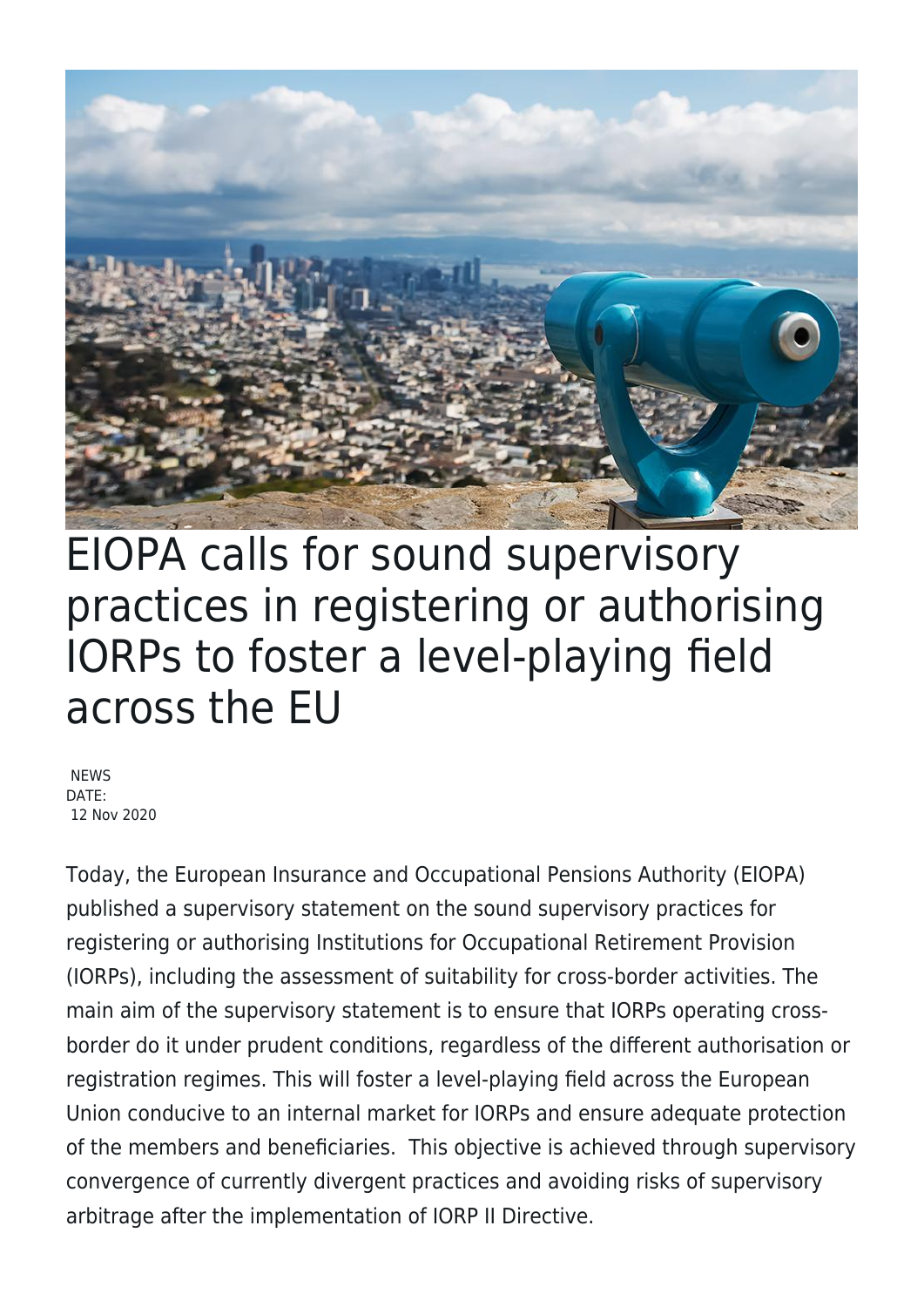# EIOPA calls for sound supervisory practices in registering or authorising IORPs to foster a level-playing field across the EU

NEWS
DATE:
12 Nov 2020

Today, the European Insurance and Occupational Pensions Authority (EIOPA) published a supervisory statement on the sound supervisory practices for registering or authorising Institutions for Occupational Retirement Provision (IORPs), including the assessment of suitability for cross-border activities. The main aim of the supervisory statement is to ensure that IORPs operating cross-border do it under prudent conditions, regardless of the different authorisation or registration regimes. This will foster a level-playing field across the European Union conducive to an internal market for IORPs and ensure adequate protection of the members and beneficiaries. This objective is achieved through supervisory convergence of currently divergent practices and avoiding risks of supervisory arbitrage after the implementation of IORP II Directive.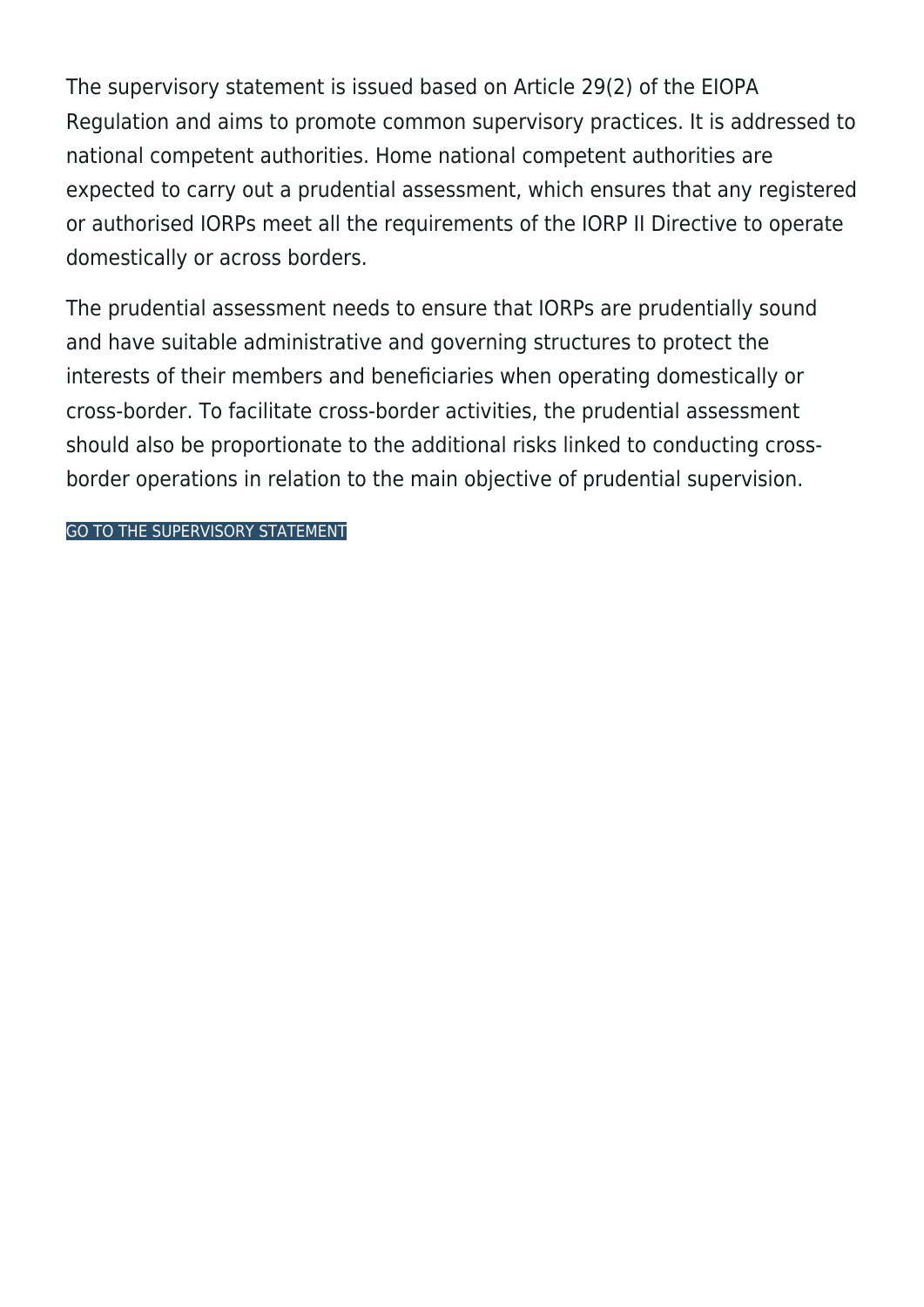The supervisory statement is issued based on Article 29(2) of the EIOPA Regulation and aims to promote common supervisory practices. It is addressed to national competent authorities. Home national competent authorities are expected to carry out a prudential assessment, which ensures that any registered or authorised IORPs meet all the requirements of the IORP II Directive to operate domestically or across borders.

The prudential assessment needs to ensure that IORPs are prudentially sound and have suitable administrative and governing structures to protect the interests of their members and beneficiaries when operating domestically or cross-border. To facilitate cross-border activities, the prudential assessment should also be proportionate to the additional risks linked to conducting cross-border operations in relation to the main objective of prudential supervision.

GO TO THE SUPERVISORY STATEMENT